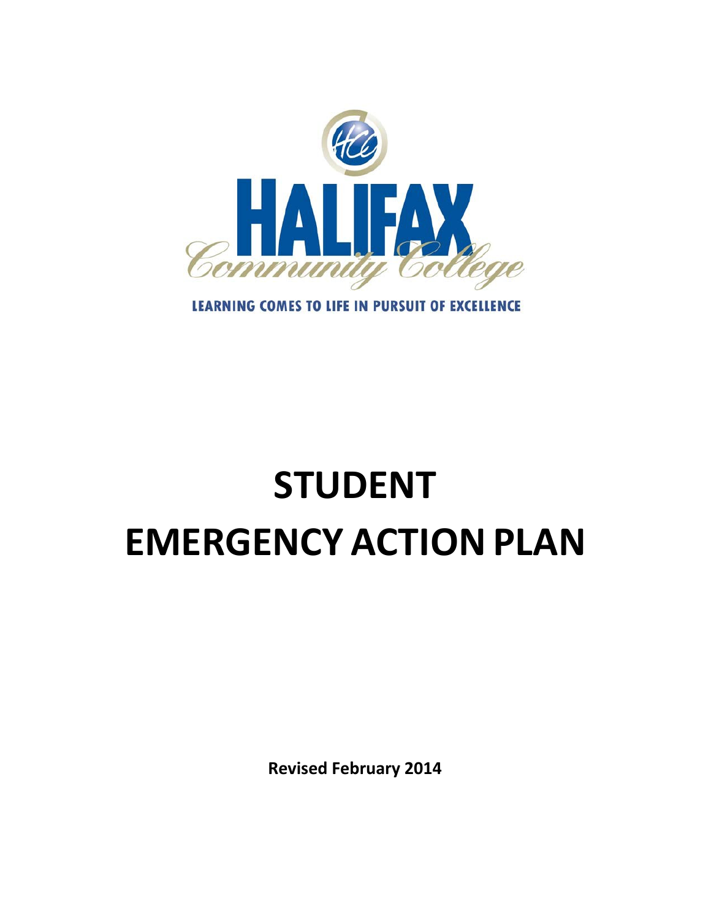HALIFAX Community College

LEARNING COMES TO LIFE IN PURSUIT OF EXCELLENCE

# STUDENT EMERGENCY ACTION PLAN

**Revised February 2014**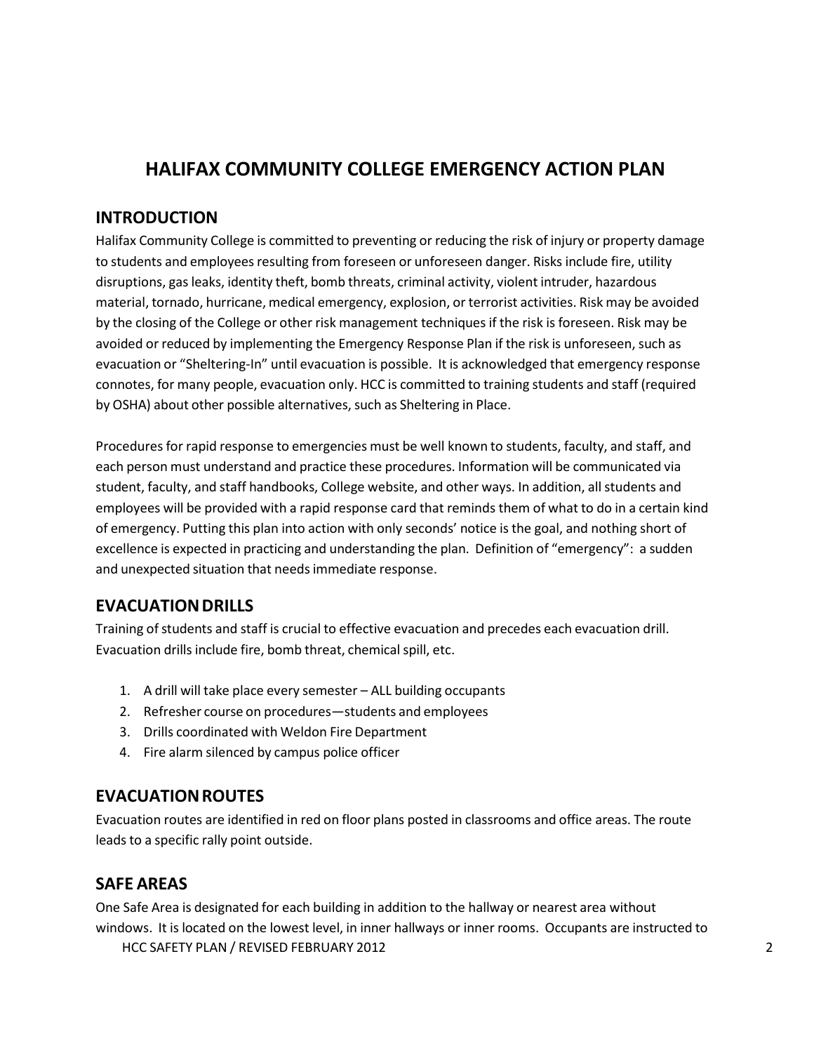# HALIFAX COMMUNITY COLLEGE EMERGENCY ACTION PLAN

## INTRODUCTION

Halifax Community College is committed to preventing or reducing the risk of injury or property damage to students and employees resulting from foreseen or unforeseen danger. Risks include fire, utility disruptions, gas leaks, identity theft, bomb threats, criminal activity, violent intruder, hazardous material, tornado, hurricane, medical emergency, explosion, or terrorist activities. Risk may be avoided by the closing of the College or other risk management techniques if the risk is foreseen. Risk may be avoided or reduced by implementing the Emergency Response Plan if the risk is unforeseen, such as evacuation or "Sheltering-In" until evacuation is possible. It is acknowledged that emergency response connotes, for many people, evacuation only. HCC is committed to training students and staff (required by OSHA) about other possible alternatives, such as Sheltering in Place.

Procedures for rapid response to emergencies must be well known to students, faculty, and staff, and each person must understand and practice these procedures. Information will be communicated via student, faculty, and staff handbooks, College website, and other ways. In addition, all students and employees will be provided with a rapid response card that reminds them of what to do in a certain kind of emergency. Putting this plan into action with only seconds' notice is the goal, and nothing short of excellence is expected in practicing and understanding the plan. Definition of "emergency": a sudden and unexpected situation that needs immediate response.

## EVACUATION DRILLS

Training of students and staff is crucial to effective evacuation and precedes each evacuation drill. Evacuation drills include fire, bomb threat, chemical spill, etc.

1. A drill will take place every semester – ALL building occupants
2. Refresher course on procedures—students and employees
3. Drills coordinated with Weldon Fire Department
4. Fire alarm silenced by campus police officer

## EVACUATION ROUTES

Evacuation routes are identified in red on floor plans posted in classrooms and office areas. The route leads to a specific rally point outside.

## SAFE AREAS

One Safe Area is designated for each building in addition to the hallway or nearest area without windows. It is located on the lowest level, in inner hallways or inner rooms. Occupants are instructed to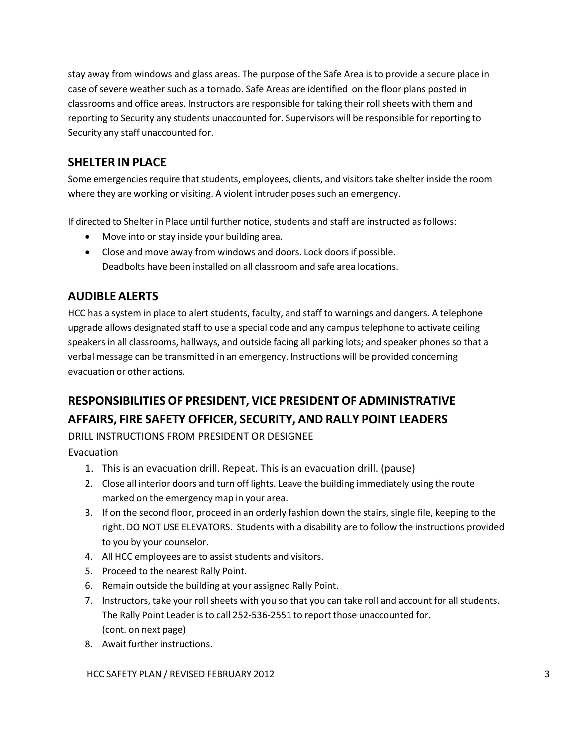stay away from windows and glass areas. The purpose of the Safe Area is to provide a secure place in case of severe weather such as a tornado. Safe Areas are identified on the floor plans posted in classrooms and office areas. Instructors are responsible for taking their roll sheets with them and reporting to Security any students unaccounted for. Supervisors will be responsible for reporting to Security any staff unaccounted for.

## SHELTER IN PLACE

Some emergencies require that students, employees, clients, and visitors take shelter inside the room where they are working or visiting. A violent intruder poses such an emergency.

If directed to Shelter in Place until further notice, students and staff are instructed as follows:

- Move into or stay inside your building area.
- Close and move away from windows and doors. Lock doors if possible.
  Deadbolts have been installed on all classroom and safe area locations.

## AUDIBLE ALERTS

HCC has a system in place to alert students, faculty, and staff to warnings and dangers. A telephone upgrade allows designated staff to use a special code and any campus telephone to activate ceiling speakers in all classrooms, hallways, and outside facing all parking lots; and speaker phones so that a verbal message can be transmitted in an emergency. Instructions will be provided concerning evacuation or other actions.

## RESPONSIBILITIES OF PRESIDENT, VICE PRESIDENT OF ADMINISTRATIVE AFFAIRS, FIRE SAFETY OFFICER, SECURITY, AND RALLY POINT LEADERS

DRILL INSTRUCTIONS FROM PRESIDENT OR DESIGNEE

Evacuation

1. This is an evacuation drill. Repeat. This is an evacuation drill. (pause)
2. Close all interior doors and turn off lights. Leave the building immediately using the route marked on the emergency map in your area.
3. If on the second floor, proceed in an orderly fashion down the stairs, single file, keeping to the right. DO NOT USE ELEVATORS. Students with a disability are to follow the instructions provided to you by your counselor.
4. All HCC employees are to assist students and visitors.
5. Proceed to the nearest Rally Point.
6. Remain outside the building at your assigned Rally Point.
7. Instructors, take your roll sheets with you so that you can take roll and account for all students. The Rally Point Leader is to call 252-536-2551 to report those unaccounted for.
   (cont. on next page)
8. Await further instructions.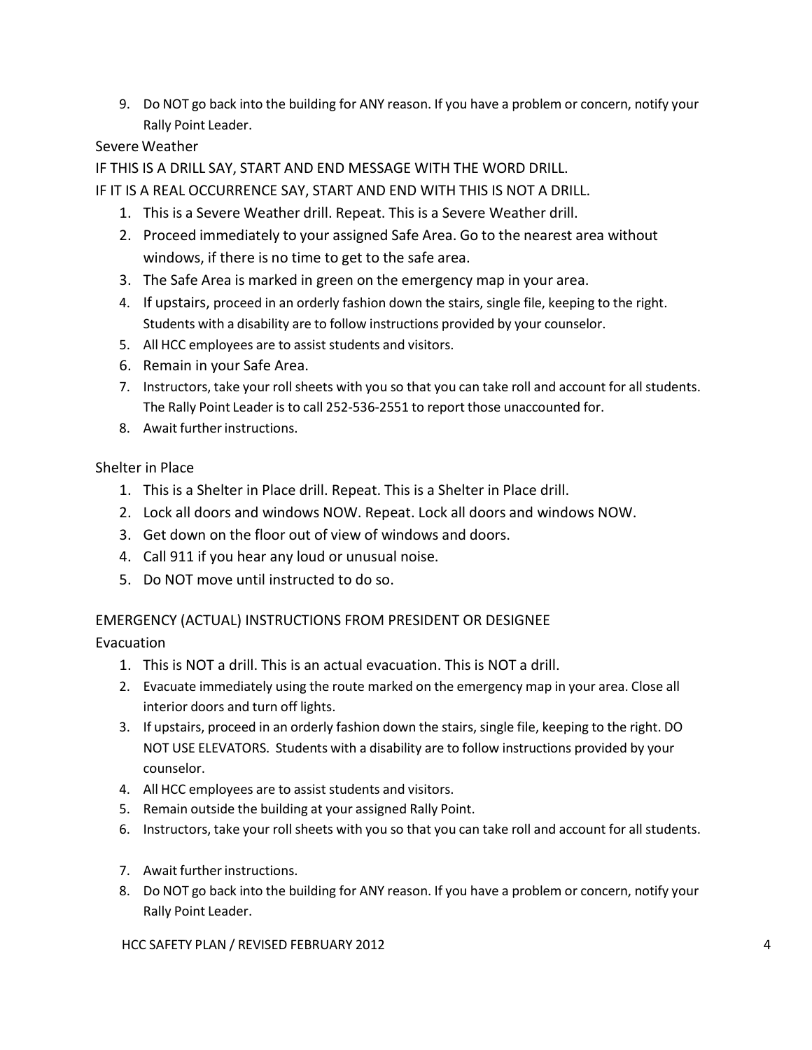9. Do NOT go back into the building for ANY reason. If you have a problem or concern, notify your Rally Point Leader.

Severe Weather

IF THIS IS A DRILL SAY, START AND END MESSAGE WITH THE WORD DRILL.

IF IT IS A REAL OCCURRENCE SAY, START AND END WITH THIS IS NOT A DRILL.

1. This is a Severe Weather drill. Repeat. This is a Severe Weather drill.
2. Proceed immediately to your assigned Safe Area. Go to the nearest area without windows, if there is no time to get to the safe area.
3. The Safe Area is marked in green on the emergency map in your area.
4. If upstairs, proceed in an orderly fashion down the stairs, single file, keeping to the right. Students with a disability are to follow instructions provided by your counselor.
5. All HCC employees are to assist students and visitors.
6. Remain in your Safe Area.
7. Instructors, take your roll sheets with you so that you can take roll and account for all students. The Rally Point Leader is to call 252-536-2551 to report those unaccounted for.
8. Await further instructions.

Shelter in Place

1. This is a Shelter in Place drill. Repeat. This is a Shelter in Place drill.
2. Lock all doors and windows NOW. Repeat. Lock all doors and windows NOW.
3. Get down on the floor out of view of windows and doors.
4. Call 911 if you hear any loud or unusual noise.
5. Do NOT move until instructed to do so.

EMERGENCY (ACTUAL) INSTRUCTIONS FROM PRESIDENT OR DESIGNEE

Evacuation

1. This is NOT a drill. This is an actual evacuation. This is NOT a drill.
2. Evacuate immediately using the route marked on the emergency map in your area. Close all interior doors and turn off lights.
3. If upstairs, proceed in an orderly fashion down the stairs, single file, keeping to the right. DO NOT USE ELEVATORS. Students with a disability are to follow instructions provided by your counselor.
4. All HCC employees are to assist students and visitors.
5. Remain outside the building at your assigned Rally Point.
6. Instructors, take your roll sheets with you so that you can take roll and account for all students.
7. Await further instructions.
8. Do NOT go back into the building for ANY reason. If you have a problem or concern, notify your Rally Point Leader.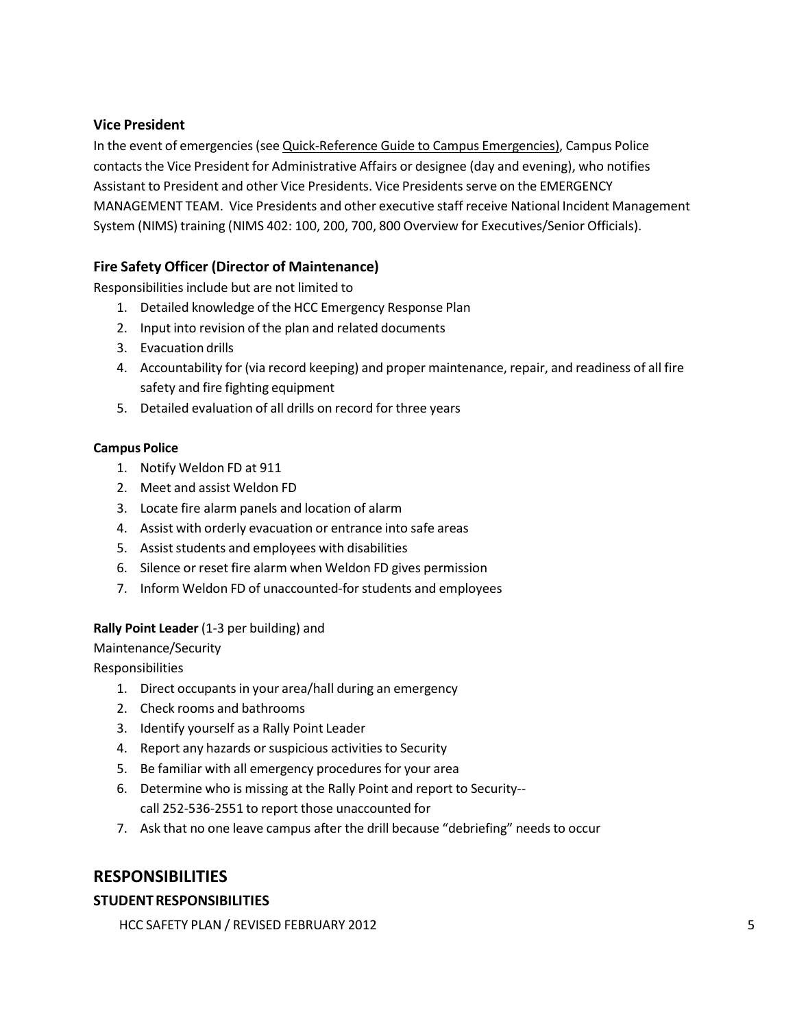### Vice President

In the event of emergencies (see Quick-Reference Guide to Campus Emergencies), Campus Police contacts the Vice President for Administrative Affairs or designee (day and evening), who notifies Assistant to President and other Vice Presidents. Vice Presidents serve on the EMERGENCY MANAGEMENT TEAM. Vice Presidents and other executive staff receive National Incident Management System (NIMS) training (NIMS 402: 100, 200, 700, 800 Overview for Executives/Senior Officials).

### Fire Safety Officer (Director of Maintenance)

Responsibilities include but are not limited to

1. Detailed knowledge of the HCC Emergency Response Plan
2. Input into revision of the plan and related documents
3. Evacuation drills
4. Accountability for (via record keeping) and proper maintenance, repair, and readiness of all fire safety and fire fighting equipment
5. Detailed evaluation of all drills on record for three years

#### Campus Police

1. Notify Weldon FD at 911
2. Meet and assist Weldon FD
3. Locate fire alarm panels and location of alarm
4. Assist with orderly evacuation or entrance into safe areas
5. Assist students and employees with disabilities
6. Silence or reset fire alarm when Weldon FD gives permission
7. Inform Weldon FD of unaccounted-for students and employees

**Rally Point Leader** (1-3 per building) and
Maintenance/Security
Responsibilities

1. Direct occupants in your area/hall during an emergency
2. Check rooms and bathrooms
3. Identify yourself as a Rally Point Leader
4. Report any hazards or suspicious activities to Security
5. Be familiar with all emergency procedures for your area
6. Determine who is missing at the Rally Point and report to Security-- call 252-536-2551 to report those unaccounted for
7. Ask that no one leave campus after the drill because "debriefing" needs to occur

## RESPONSIBILITIES

### STUDENT RESPONSIBILITIES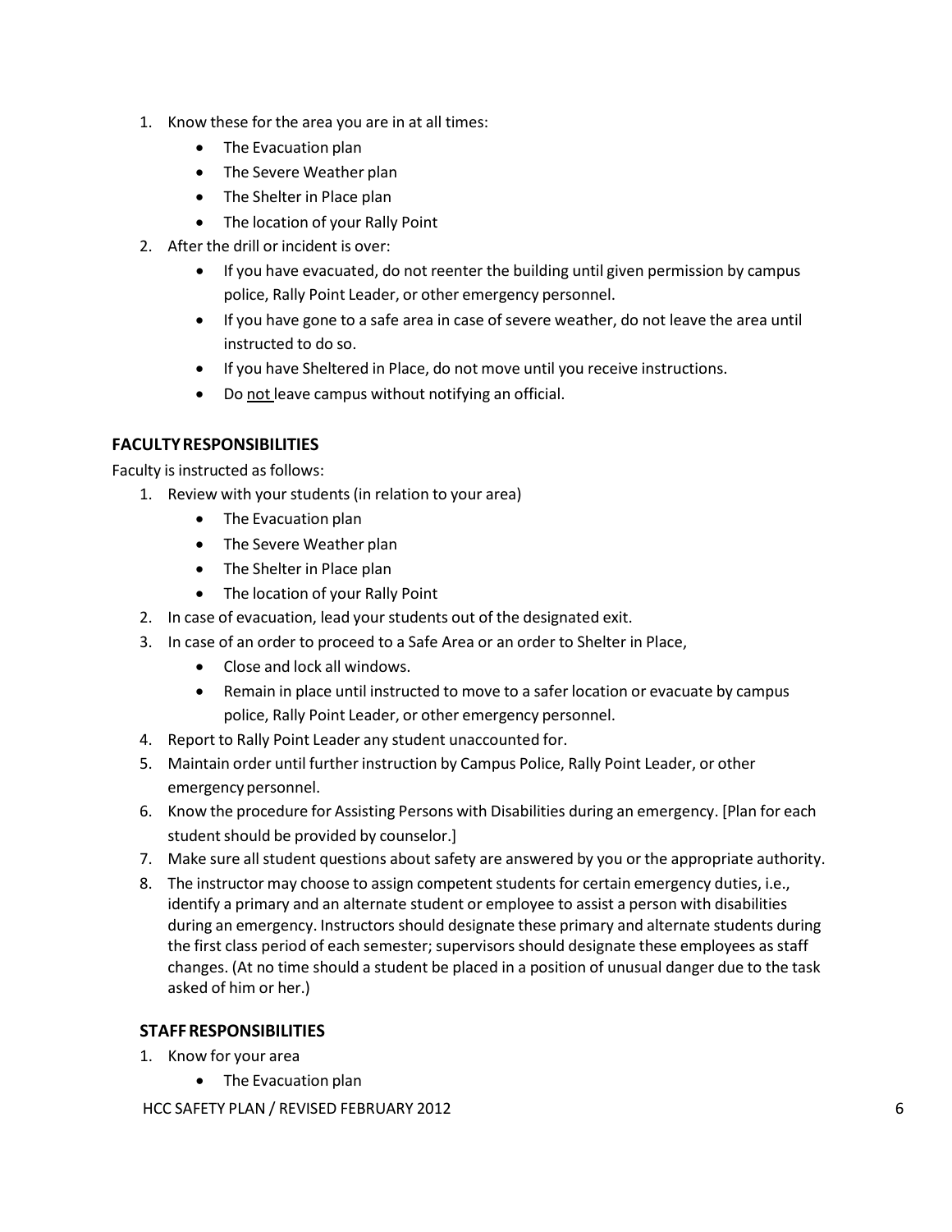1. Know these for the area you are in at all times:
    - The Evacuation plan
    - The Severe Weather plan
    - The Shelter in Place plan
    - The location of your Rally Point
2. After the drill or incident is over:
    - If you have evacuated, do not reenter the building until given permission by campus police, Rally Point Leader, or other emergency personnel.
    - If you have gone to a safe area in case of severe weather, do not leave the area until instructed to do so.
    - If you have Sheltered in Place, do not move until you receive instructions.
    - Do <u>not</u> leave campus without notifying an official.

### FACULTY RESPONSIBILITIES

Faculty is instructed as follows:

1. Review with your students (in relation to your area)
    - The Evacuation plan
    - The Severe Weather plan
    - The Shelter in Place plan
    - The location of your Rally Point
2. In case of evacuation, lead your students out of the designated exit.
3. In case of an order to proceed to a Safe Area or an order to Shelter in Place,
    - Close and lock all windows.
    - Remain in place until instructed to move to a safer location or evacuate by campus police, Rally Point Leader, or other emergency personnel.
4. Report to Rally Point Leader any student unaccounted for.
5. Maintain order until further instruction by Campus Police, Rally Point Leader, or other emergency personnel.
6. Know the procedure for Assisting Persons with Disabilities during an emergency. [Plan for each student should be provided by counselor.]
7. Make sure all student questions about safety are answered by you or the appropriate authority.
8. The instructor may choose to assign competent students for certain emergency duties, i.e., identify a primary and an alternate student or employee to assist a person with disabilities during an emergency. Instructors should designate these primary and alternate students during the first class period of each semester; supervisors should designate these employees as staff changes. (At no time should a student be placed in a position of unusual danger due to the task asked of him or her.)

### STAFF RESPONSIBILITIES

1. Know for your area
    - The Evacuation plan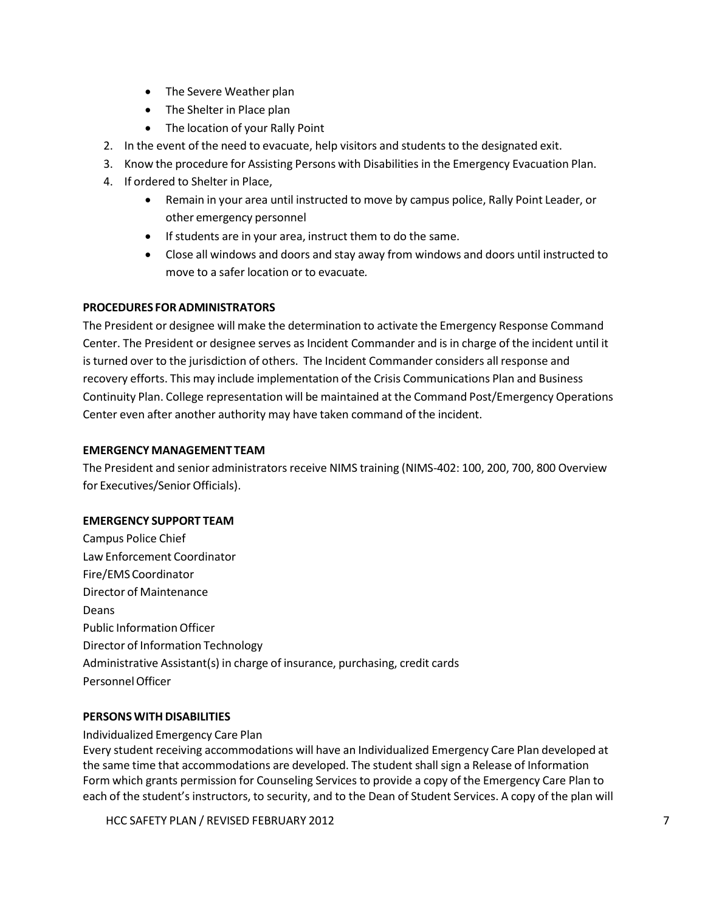- The Severe Weather plan
- The Shelter in Place plan
- The location of your Rally Point

2. In the event of the need to evacuate, help visitors and students to the designated exit.
3. Know the procedure for Assisting Persons with Disabilities in the Emergency Evacuation Plan.
4. If ordered to Shelter in Place,
   - Remain in your area until instructed to move by campus police, Rally Point Leader, or other emergency personnel
   - If students are in your area, instruct them to do the same.
   - Close all windows and doors and stay away from windows and doors until instructed to move to a safer location or to evacuate.

**PROCEDURES FOR ADMINISTRATORS**

The President or designee will make the determination to activate the Emergency Response Command Center. The President or designee serves as Incident Commander and is in charge of the incident until it is turned over to the jurisdiction of others. The Incident Commander considers all response and recovery efforts. This may include implementation of the Crisis Communications Plan and Business Continuity Plan. College representation will be maintained at the Command Post/Emergency Operations Center even after another authority may have taken command of the incident.

**EMERGENCY MANAGEMENT TEAM**

The President and senior administrators receive NIMS training (NIMS-402: 100, 200, 700, 800 Overview for Executives/Senior Officials).

**EMERGENCY SUPPORT TEAM**

Campus Police Chief
Law Enforcement Coordinator
Fire/EMS Coordinator
Director of Maintenance
Deans
Public Information Officer
Director of Information Technology
Administrative Assistant(s) in charge of insurance, purchasing, credit cards
Personnel Officer

**PERSONS WITH DISABILITIES**

Individualized Emergency Care Plan

Every student receiving accommodations will have an Individualized Emergency Care Plan developed at the same time that accommodations are developed. The student shall sign a Release of Information Form which grants permission for Counseling Services to provide a copy of the Emergency Care Plan to each of the student's instructors, to security, and to the Dean of Student Services. A copy of the plan will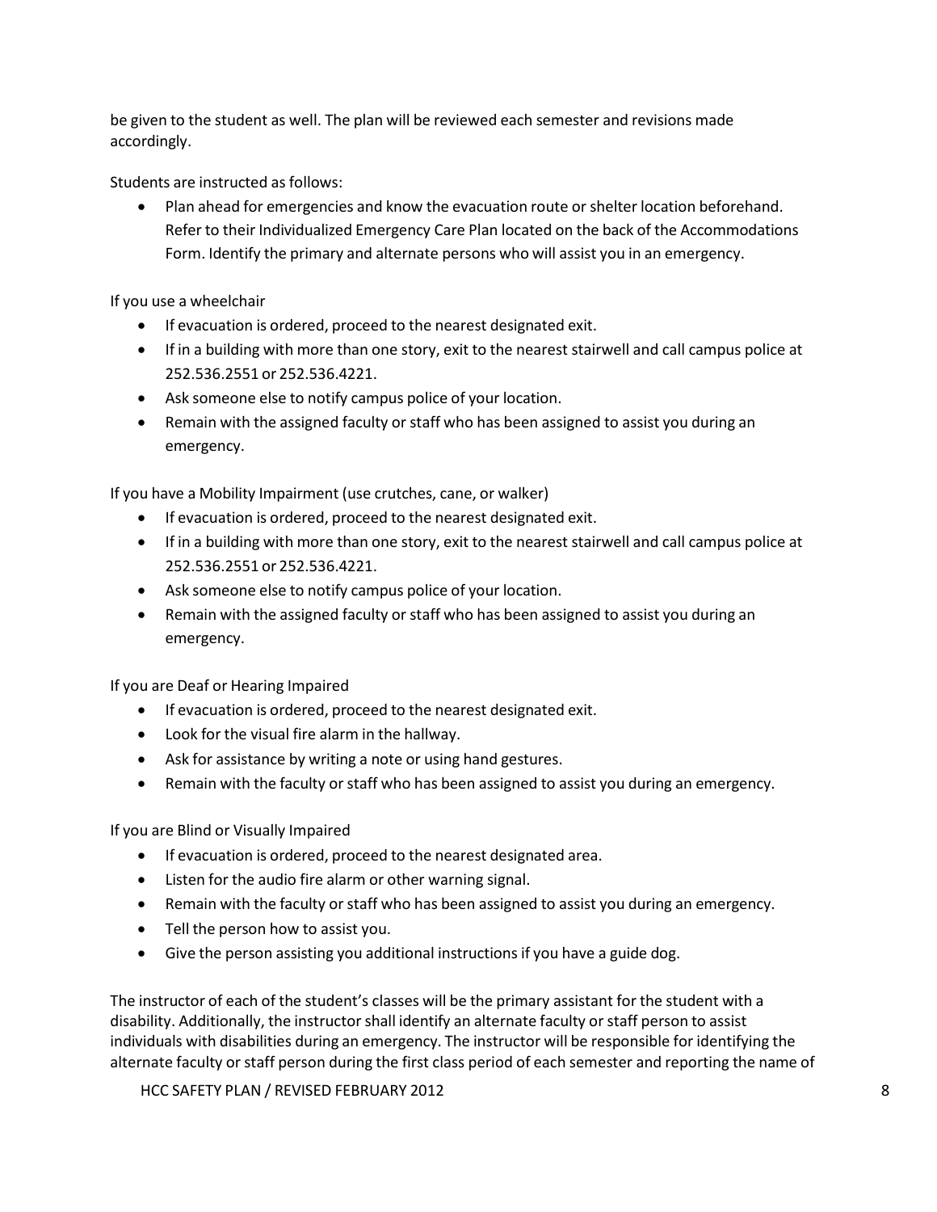be given to the student as well. The plan will be reviewed each semester and revisions made accordingly.

Students are instructed as follows:

- Plan ahead for emergencies and know the evacuation route or shelter location beforehand. Refer to their Individualized Emergency Care Plan located on the back of the Accommodations Form. Identify the primary and alternate persons who will assist you in an emergency.

If you use a wheelchair

- If evacuation is ordered, proceed to the nearest designated exit.
- If in a building with more than one story, exit to the nearest stairwell and call campus police at 252.536.2551 or 252.536.4221.
- Ask someone else to notify campus police of your location.
- Remain with the assigned faculty or staff who has been assigned to assist you during an emergency.

If you have a Mobility Impairment (use crutches, cane, or walker)

- If evacuation is ordered, proceed to the nearest designated exit.
- If in a building with more than one story, exit to the nearest stairwell and call campus police at 252.536.2551 or 252.536.4221.
- Ask someone else to notify campus police of your location.
- Remain with the assigned faculty or staff who has been assigned to assist you during an emergency.

If you are Deaf or Hearing Impaired

- If evacuation is ordered, proceed to the nearest designated exit.
- Look for the visual fire alarm in the hallway.
- Ask for assistance by writing a note or using hand gestures.
- Remain with the faculty or staff who has been assigned to assist you during an emergency.

If you are Blind or Visually Impaired

- If evacuation is ordered, proceed to the nearest designated area.
- Listen for the audio fire alarm or other warning signal.
- Remain with the faculty or staff who has been assigned to assist you during an emergency.
- Tell the person how to assist you.
- Give the person assisting you additional instructions if you have a guide dog.

The instructor of each of the student's classes will be the primary assistant for the student with a disability. Additionally, the instructor shall identify an alternate faculty or staff person to assist individuals with disabilities during an emergency. The instructor will be responsible for identifying the alternate faculty or staff person during the first class period of each semester and reporting the name of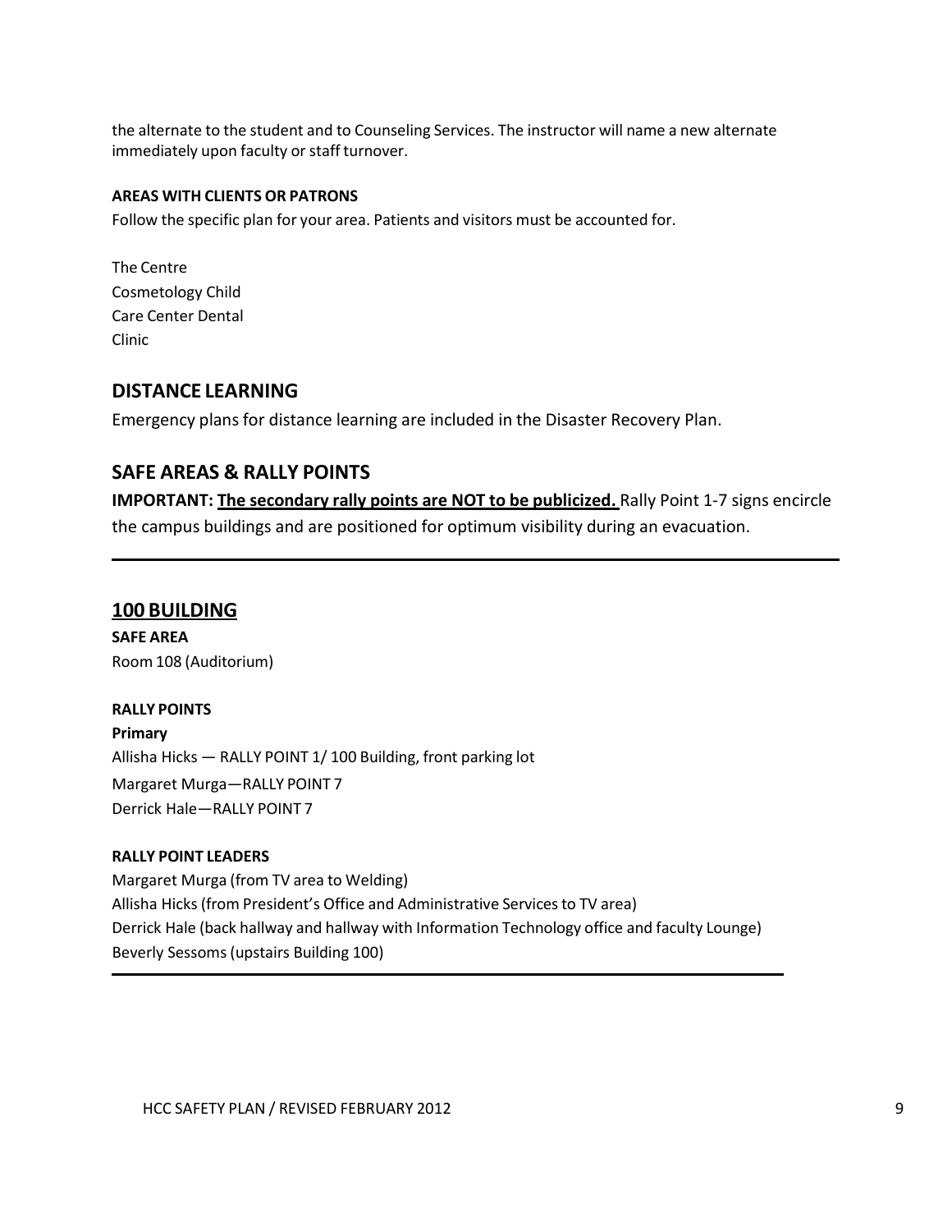the alternate to the student and to Counseling Services. The instructor will name a new alternate immediately upon faculty or staff turnover.

**AREAS WITH CLIENTS OR PATRONS**

Follow the specific plan for your area. Patients and visitors must be accounted for.

The Centre
Cosmetology Child
Care Center Dental
Clinic

## DISTANCE LEARNING

Emergency plans for distance learning are included in the Disaster Recovery Plan.

## SAFE AREAS & RALLY POINTS

**IMPORTANT: <u>The secondary rally points are NOT to be publicized.</u>** Rally Point 1-7 signs encircle the campus buildings and are positioned for optimum visibility during an evacuation.

---

## <u>100 BUILDING</u>

**SAFE AREA**

Room 108 (Auditorium)

**RALLY POINTS**

**Primary**

Allisha Hicks — RALLY POINT 1/ 100 Building, front parking lot
Margaret Murga—RALLY POINT 7
Derrick Hale—RALLY POINT 7

**RALLY POINT LEADERS**

Margaret Murga (from TV area to Welding)
Allisha Hicks (from President's Office and Administrative Services to TV area)
Derrick Hale (back hallway and hallway with Information Technology office and faculty Lounge)
Beverly Sessoms (upstairs Building 100)

---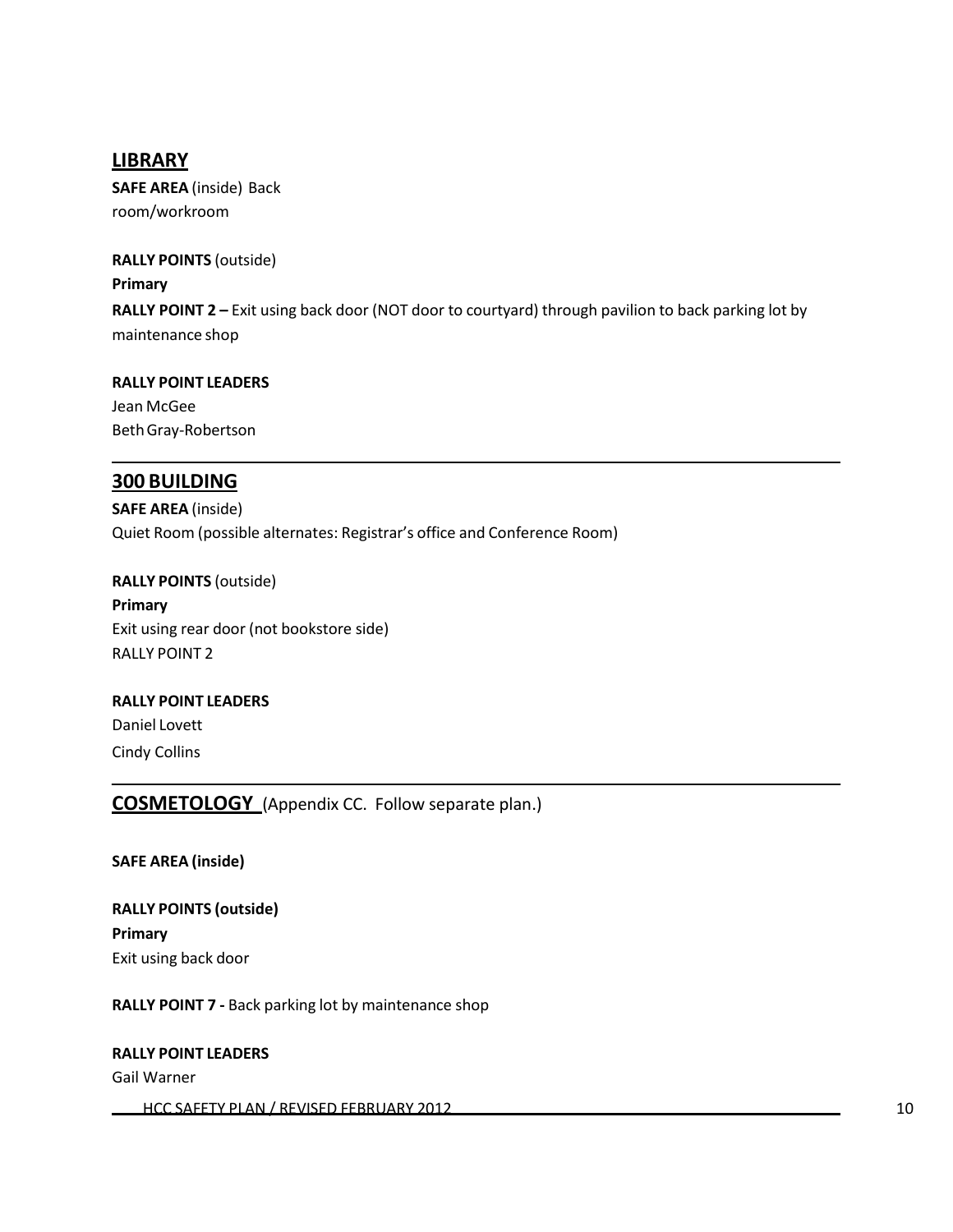## LIBRARY

**SAFE AREA** (inside) Back room/workroom

**RALLY POINTS** (outside)

**Primary**

**RALLY POINT 2 –** Exit using back door (NOT door to courtyard) through pavilion to back parking lot by maintenance shop

**RALLY POINT LEADERS**

Jean McGee

Beth Gray-Robertson

---

## 300 BUILDING

**SAFE AREA** (inside)

Quiet Room (possible alternates: Registrar's office and Conference Room)

**RALLY POINTS** (outside)

**Primary**

Exit using rear door (not bookstore side)

RALLY POINT 2

**RALLY POINT LEADERS**

Daniel Lovett

Cindy Collins

---

## COSMETOLOGY (Appendix CC. Follow separate plan.)

**SAFE AREA (inside)**

**RALLY POINTS (outside)**

**Primary**

Exit using back door

**RALLY POINT 7 -** Back parking lot by maintenance shop

**RALLY POINT LEADERS**

Gail Warner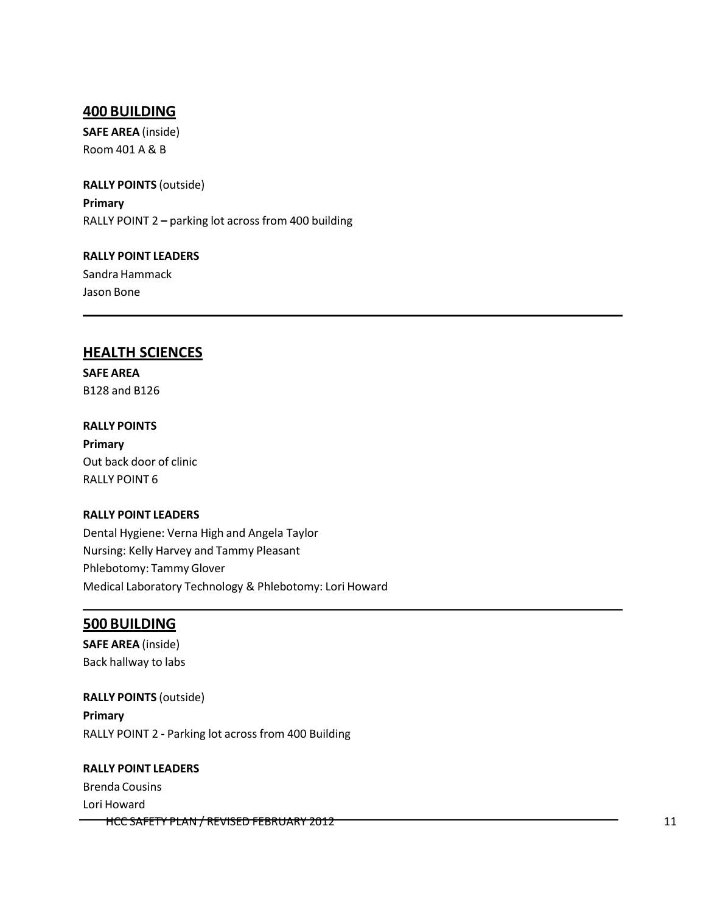## 400 BUILDING

**SAFE AREA** (inside)
Room 401 A & B

**RALLY POINTS** (outside)
**Primary**
RALLY POINT 2 **–** parking lot across from 400 building

**RALLY POINT LEADERS**
Sandra Hammack
Jason Bone

---

## HEALTH SCIENCES

**SAFE AREA**
B128 and B126

**RALLY POINTS**
**Primary**
Out back door of clinic
RALLY POINT 6

**RALLY POINT LEADERS**
Dental Hygiene: Verna High and Angela Taylor
Nursing: Kelly Harvey and Tammy Pleasant
Phlebotomy: Tammy Glover
Medical Laboratory Technology & Phlebotomy: Lori Howard

---

## 500 BUILDING

**SAFE AREA** (inside)
Back hallway to labs

**RALLY POINTS** (outside)
**Primary**
RALLY POINT 2 **-** Parking lot across from 400 Building

**RALLY POINT LEADERS**
Brenda Cousins
Lori Howard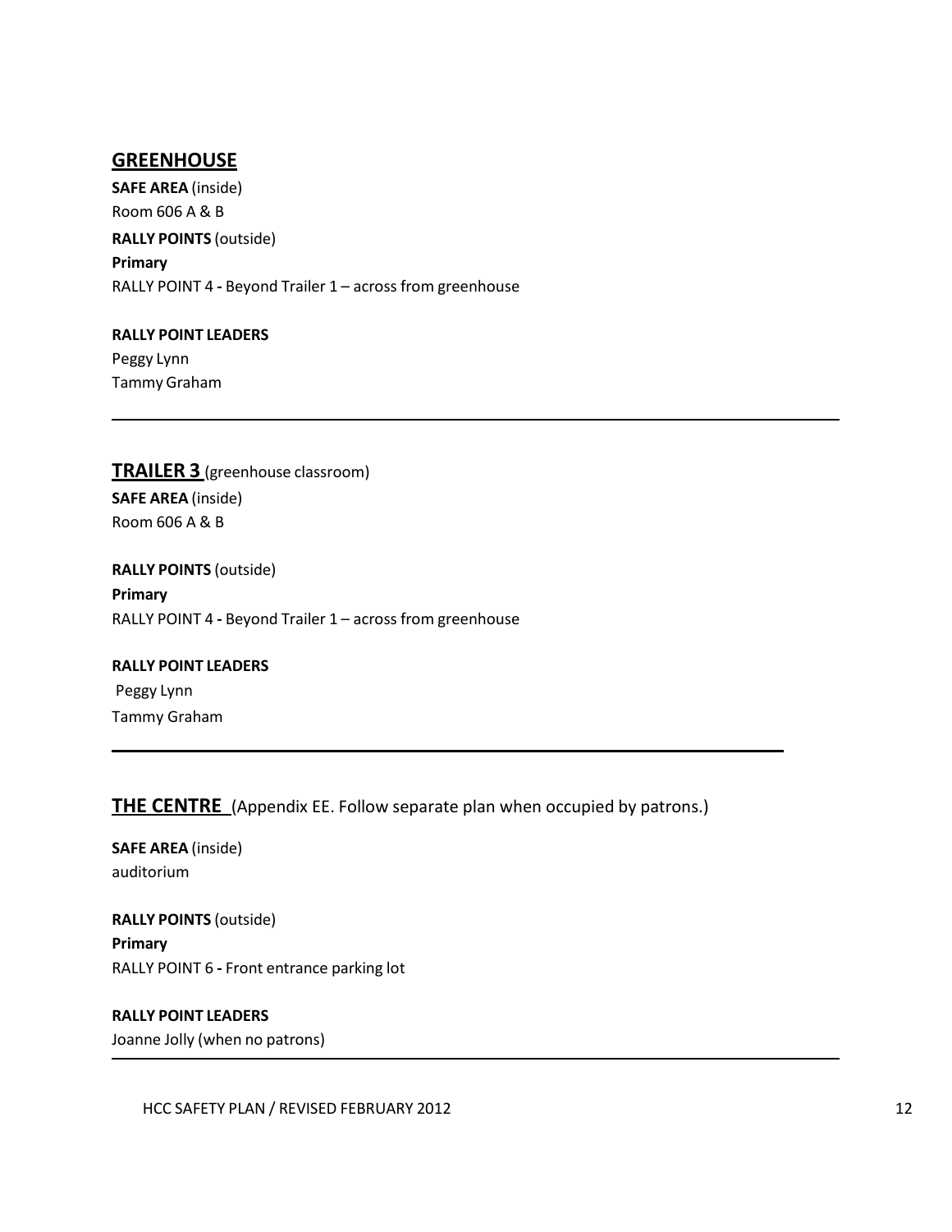## GREENHOUSE

**SAFE AREA** (inside)
Room 606 A & B

**RALLY POINTS** (outside)
**Primary**
RALLY POINT 4 **-** Beyond Trailer 1 – across from greenhouse

**RALLY POINT LEADERS**
Peggy Lynn
Tammy Graham

---

## TRAILER 3 (greenhouse classroom)

**SAFE AREA** (inside)
Room 606 A & B

**RALLY POINTS** (outside)
**Primary**
RALLY POINT 4 **-** Beyond Trailer 1 – across from greenhouse

**RALLY POINT LEADERS**
Peggy Lynn
Tammy Graham

---

## THE CENTRE (Appendix EE. Follow separate plan when occupied by patrons.)

**SAFE AREA** (inside)
auditorium

**RALLY POINTS** (outside)
**Primary**
RALLY POINT 6 **-** Front entrance parking lot

**RALLY POINT LEADERS**
Joanne Jolly (when no patrons)

---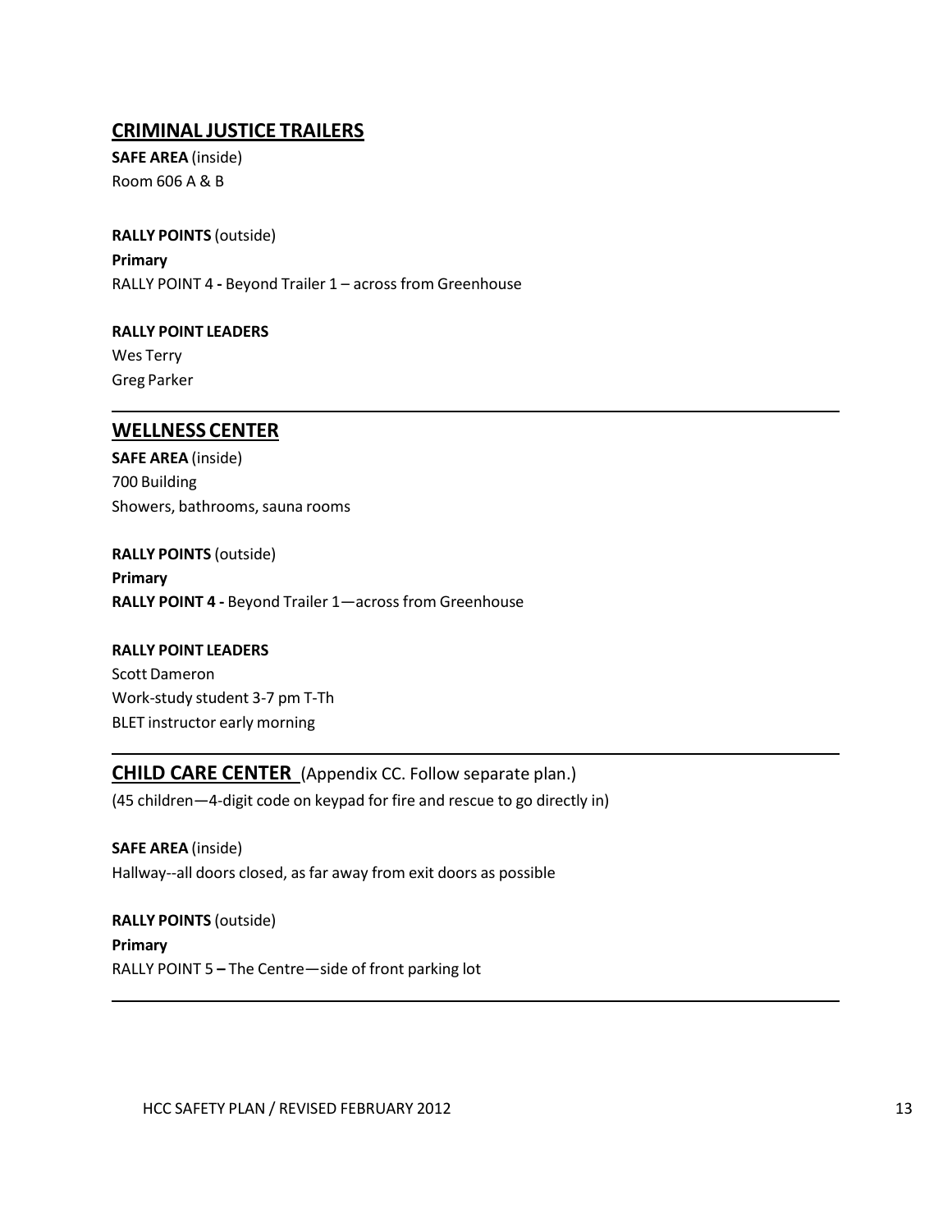## CRIMINAL JUSTICE TRAILERS

**SAFE AREA** (inside)
Room 606 A & B

**RALLY POINTS** (outside)
**Primary**
RALLY POINT 4 **-** Beyond Trailer 1 – across from Greenhouse

**RALLY POINT LEADERS**
Wes Terry
Greg Parker

---

## WELLNESS CENTER

**SAFE AREA** (inside)
700 Building
Showers, bathrooms, sauna rooms

**RALLY POINTS** (outside)
**Primary**
**RALLY POINT 4 -** Beyond Trailer 1—across from Greenhouse

**RALLY POINT LEADERS**
Scott Dameron
Work-study student 3-7 pm T-Th
BLET instructor early morning

---

## CHILD CARE CENTER (Appendix CC. Follow separate plan.)

(45 children—4-digit code on keypad for fire and rescue to go directly in)

**SAFE AREA** (inside)
Hallway--all doors closed, as far away from exit doors as possible

**RALLY POINTS** (outside)
**Primary**
RALLY POINT 5 **–** The Centre—side of front parking lot

---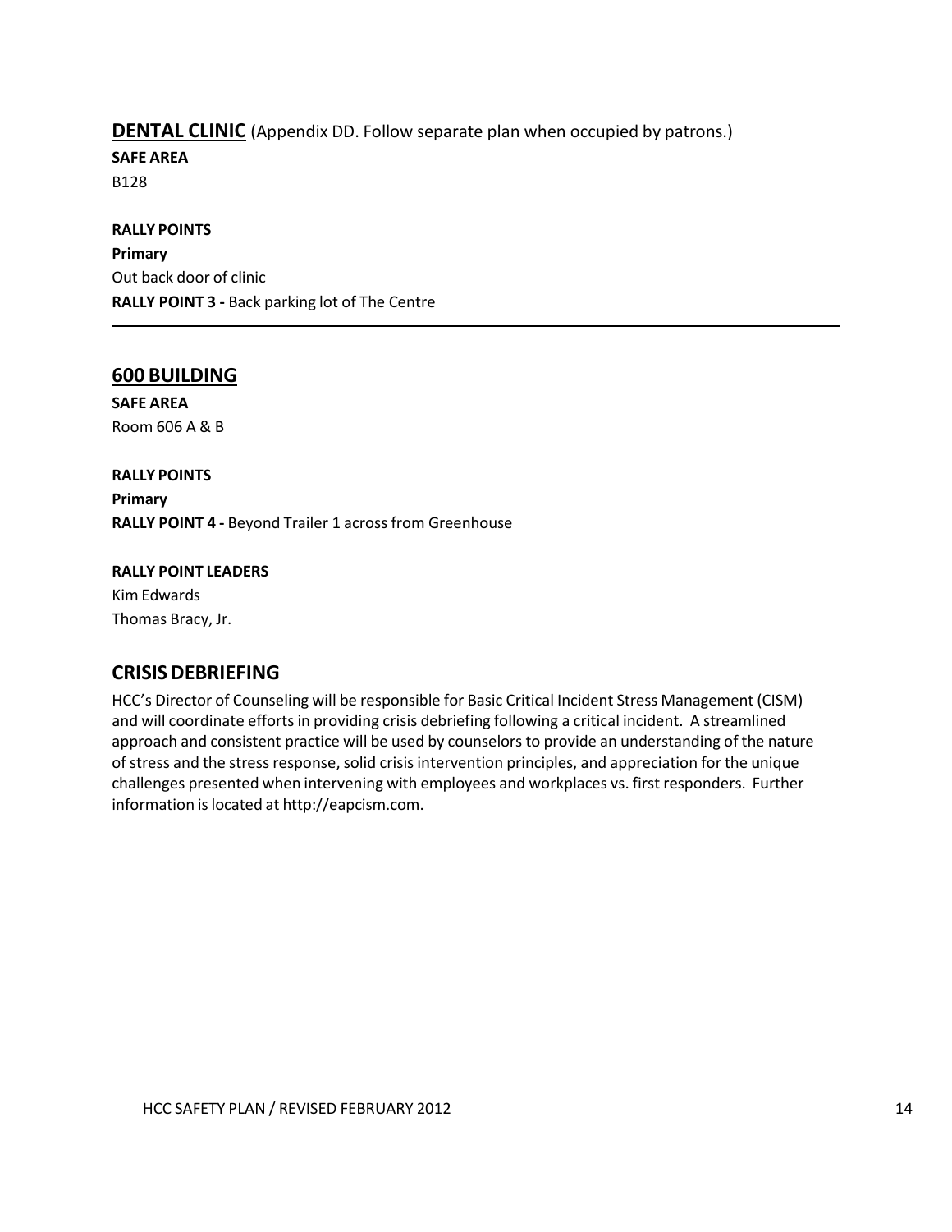## DENTAL CLINIC (Appendix DD. Follow separate plan when occupied by patrons.)

**SAFE AREA**
B128

**RALLY POINTS**
**Primary**
Out back door of clinic
**RALLY POINT 3 -** Back parking lot of The Centre

---

## 600 BUILDING

**SAFE AREA**
Room 606 A & B

**RALLY POINTS**
**Primary**
**RALLY POINT 4 -** Beyond Trailer 1 across from Greenhouse

**RALLY POINT LEADERS**
Kim Edwards
Thomas Bracy, Jr.

## CRISIS DEBRIEFING

HCC's Director of Counseling will be responsible for Basic Critical Incident Stress Management (CISM) and will coordinate efforts in providing crisis debriefing following a critical incident. A streamlined approach and consistent practice will be used by counselors to provide an understanding of the nature of stress and the stress response, solid crisis intervention principles, and appreciation for the unique challenges presented when intervening with employees and workplaces vs. first responders. Further information is located at http://eapcism.com.